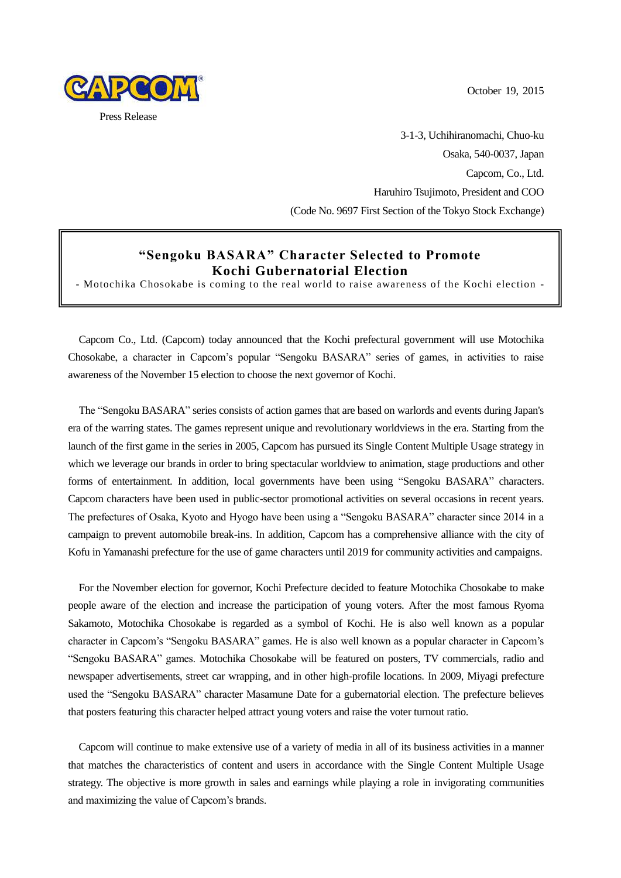CAPCOM

Press Release

October 19, 2015

3-1-3, Uchihiranomachi, Chuo-ku
Osaka, 540-0037, Japan
Capcom, Co., Ltd.
Haruhiro Tsujimoto, President and COO
(Code No. 9697 First Section of the Tokyo Stock Exchange)

# "Sengoku BASARA" Character Selected to Promote Kochi Gubernatorial Election

- Motochika Chosokabe is coming to the real world to raise awareness of the Kochi election -

Capcom Co., Ltd. (Capcom) today announced that the Kochi prefectural government will use Motochika Chosokabe, a character in Capcom's popular "Sengoku BASARA" series of games, in activities to raise awareness of the November 15 election to choose the next governor of Kochi.

The "Sengoku BASARA" series consists of action games that are based on warlords and events during Japan's era of the warring states. The games represent unique and revolutionary worldviews in the era. Starting from the launch of the first game in the series in 2005, Capcom has pursued its Single Content Multiple Usage strategy in which we leverage our brands in order to bring spectacular worldview to animation, stage productions and other forms of entertainment. In addition, local governments have been using "Sengoku BASARA" characters. Capcom characters have been used in public-sector promotional activities on several occasions in recent years. The prefectures of Osaka, Kyoto and Hyogo have been using a "Sengoku BASARA" character since 2014 in a campaign to prevent automobile break-ins. In addition, Capcom has a comprehensive alliance with the city of Kofu in Yamanashi prefecture for the use of game characters until 2019 for community activities and campaigns.

For the November election for governor, Kochi Prefecture decided to feature Motochika Chosokabe to make people aware of the election and increase the participation of young voters. After the most famous Ryoma Sakamoto, Motochika Chosokabe is regarded as a symbol of Kochi. He is also well known as a popular character in Capcom's "Sengoku BASARA" games. He is also well known as a popular character in Capcom's "Sengoku BASARA" games. Motochika Chosokabe will be featured on posters, TV commercials, radio and newspaper advertisements, street car wrapping, and in other high-profile locations. In 2009, Miyagi prefecture used the "Sengoku BASARA" character Masamune Date for a gubernatorial election. The prefecture believes that posters featuring this character helped attract young voters and raise the voter turnout ratio.

Capcom will continue to make extensive use of a variety of media in all of its business activities in a manner that matches the characteristics of content and users in accordance with the Single Content Multiple Usage strategy. The objective is more growth in sales and earnings while playing a role in invigorating communities and maximizing the value of Capcom's brands.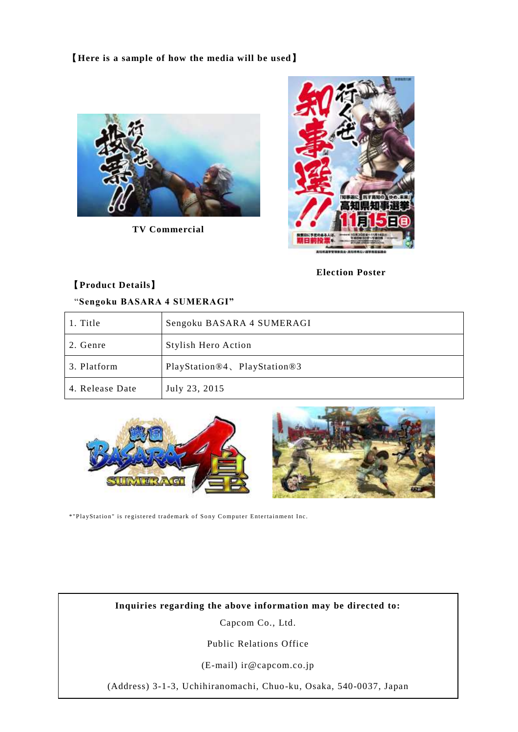【Here is a sample of how the media will be used】

**TV Commercial**

**Election Poster**

【Product Details】

"Sengoku BASARA 4 SUMERAGI"

| | |
|---|---|
| 1. Title | Sengoku BASARA 4 SUMERAGI |
| 2. Genre | Stylish Hero Action |
| 3. Platform | PlayStation®4、PlayStation®3 |
| 4. Release Date | July 23, 2015 |

*"PlayStation" is registered trademark of Sony Computer Entertainment Inc.

**Inquiries regarding the above information may be directed to:**

Capcom Co., Ltd.

Public Relations Office

(E-mail) ir@capcom.co.jp

(Address) 3-1-3, Uchihiranomachi, Chuo-ku, Osaka, 540-0037, Japan